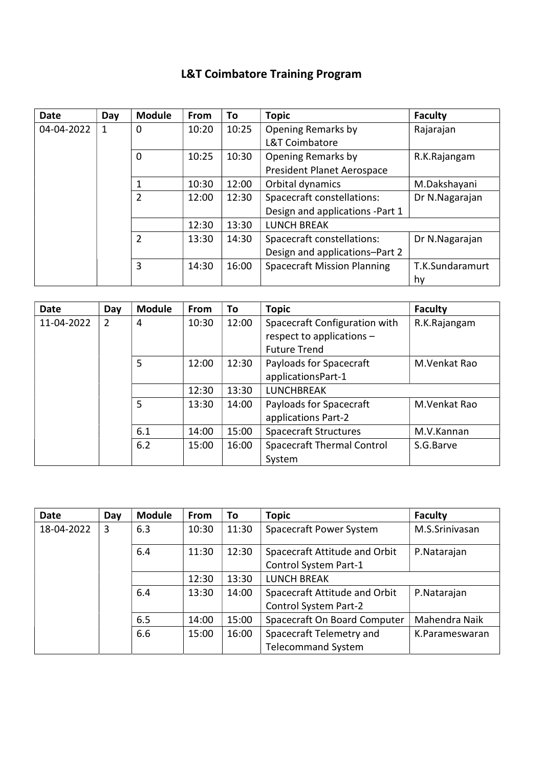# L&T Coimbatore Training Program

| Date | Day | Module | From | To | Topic | Faculty |
|---|---|---|---|---|---|---|
| 04-04-2022 | 1 | 0 | 10:20 | 10:25 | Opening Remarks by L&T Coimbatore | Rajarajan |
| | | 0 | 10:25 | 10:30 | Opening Remarks by President Planet Aerospace | R.K.Rajangam |
| | | 1 | 10:30 | 12:00 | Orbital dynamics | M.Dakshayani |
| | | 2 | 12:00 | 12:30 | Spacecraft constellations: Design and applications -Part 1 | Dr N.Nagarajan |
| | | | 12:30 | 13:30 | LUNCH BREAK | |
| | | 2 | 13:30 | 14:30 | Spacecraft constellations: Design and applications–Part 2 | Dr N.Nagarajan |
| | | 3 | 14:30 | 16:00 | Spacecraft Mission Planning | T.K.Sundaramurthy |

| Date | Day | Module | From | To | Topic | Faculty |
|---|---|---|---|---|---|---|
| 11-04-2022 | 2 | 4 | 10:30 | 12:00 | Spacecraft Configuration with respect to applications – Future Trend | R.K.Rajangam |
| | | 5 | 12:00 | 12:30 | Payloads for Spacecraft applicationsPart-1 | M.Venkat Rao |
| | | | 12:30 | 13:30 | LUNCHBREAK | |
| | | 5 | 13:30 | 14:00 | Payloads for Spacecraft applications Part-2 | M.Venkat Rao |
| | | 6.1 | 14:00 | 15:00 | Spacecraft Structures | M.V.Kannan |
| | | 6.2 | 15:00 | 16:00 | Spacecraft Thermal Control System | S.G.Barve |

| Date | Day | Module | From | To | Topic | Faculty |
|---|---|---|---|---|---|---|
| 18-04-2022 | 3 | 6.3 | 10:30 | 11:30 | Spacecraft Power System | M.S.Srinivasan |
| | | 6.4 | 11:30 | 12:30 | Spacecraft Attitude and Orbit Control System Part-1 | P.Natarajan |
| | | | 12:30 | 13:30 | LUNCH BREAK | |
| | | 6.4 | 13:30 | 14:00 | Spacecraft Attitude and Orbit Control System Part-2 | P.Natarajan |
| | | 6.5 | 14:00 | 15:00 | Spacecraft On Board Computer | Mahendra Naik |
| | | 6.6 | 15:00 | 16:00 | Spacecraft Telemetry and Telecommand System | K.Parameswaran |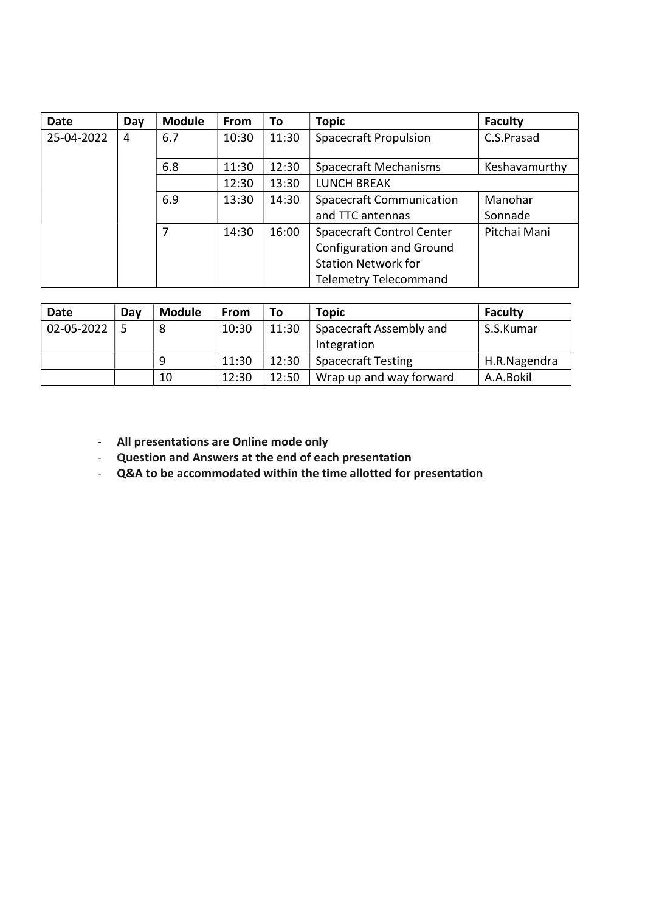| Date | Day | Module | From | To | Topic | Faculty |
|---|---|---|---|---|---|---|
| 25-04-2022 | 4 | 6.7 | 10:30 | 11:30 | Spacecraft Propulsion | C.S.Prasad |
| | | 6.8 | 11:30 | 12:30 | Spacecraft Mechanisms | Keshavamurthy |
| | | | 12:30 | 13:30 | LUNCH BREAK | |
| | | 6.9 | 13:30 | 14:30 | Spacecraft Communication and TTC antennas | Manohar Sonnade |
| | | 7 | 14:30 | 16:00 | Spacecraft Control Center Configuration and Ground Station Network for Telemetry Telecommand | Pitchai Mani |

| Date | Day | Module | From | To | Topic | Faculty |
|---|---|---|---|---|---|---|
| 02-05-2022 | 5 | 8 | 10:30 | 11:30 | Spacecraft Assembly and Integration | S.S.Kumar |
| | | 9 | 11:30 | 12:30 | Spacecraft Testing | H.R.Nagendra |
| | | 10 | 12:30 | 12:50 | Wrap up and way forward | A.A.Bokil |

- **All presentations are Online mode only**
- **Question and Answers at the end of each presentation**
- **Q&A to be accommodated within the time allotted for presentation**